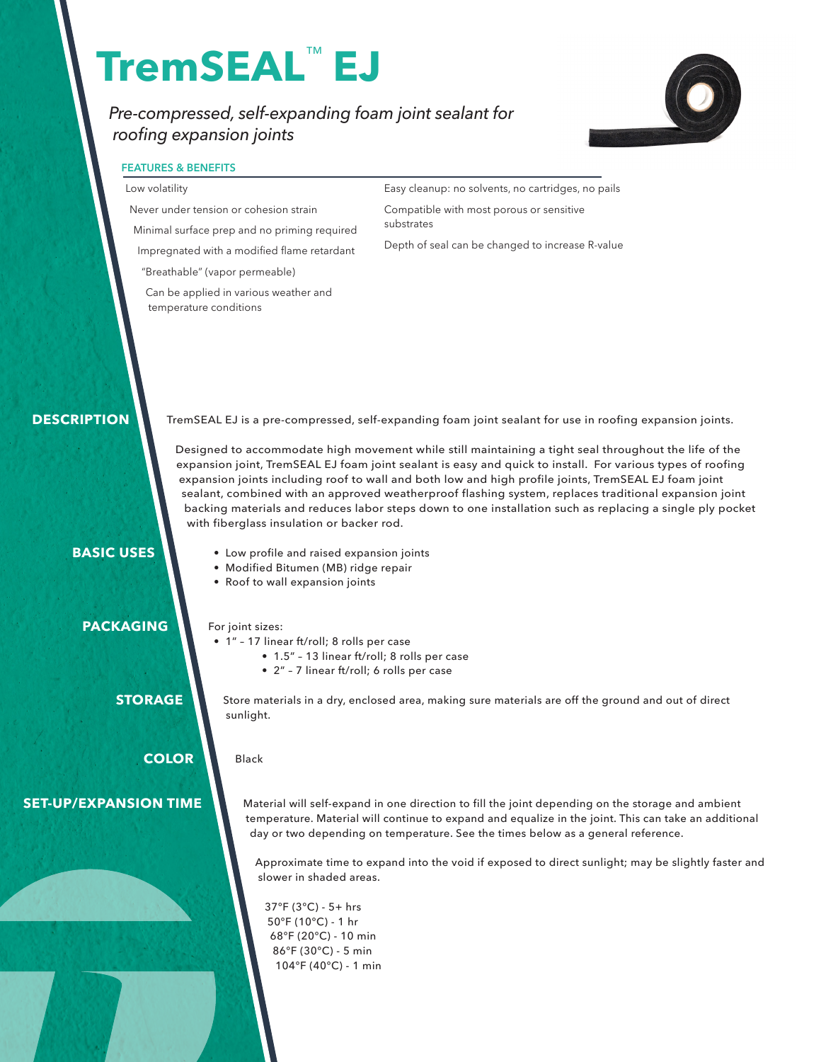# TremSEAL™ EJ

*Pre-compressed, self-expanding foam joint sealant for roofing expansion joints*

## FEATURES & BENEFITS

- Low volatility
- Never under tension or cohesion strain
- Minimal surface prep and no priming required
- Impregnated with a modified flame retardant
- "Breathable" (vapor permeable)
- Can be applied in various weather and temperature conditions
- Easy cleanup: no solvents, no cartridges, no pails
- Compatible with most porous or sensitive substrates
- Depth of seal can be changed to increase R-value

## DESCRIPTION

TremSEAL EJ is a pre-compressed, self-expanding foam joint sealant for use in roofing expansion joints.

Designed to accommodate high movement while still maintaining a tight seal throughout the life of the expansion joint, TremSEAL EJ foam joint sealant is easy and quick to install. For various types of roofing expansion joints including roof to wall and both low and high profile joints, TremSEAL EJ foam joint sealant, combined with an approved weatherproof flashing system, replaces traditional expansion joint backing materials and reduces labor steps down to one installation such as replacing a single ply pocket with fiberglass insulation or backer rod.

## BASIC USES

- Low profile and raised expansion joints
- Modified Bitumen (MB) ridge repair
- Roof to wall expansion joints

## PACKAGING

For joint sizes:

- 1" – 17 linear ft/roll; 8 rolls per case
- 1.5" – 13 linear ft/roll; 8 rolls per case
- 2" – 7 linear ft/roll; 6 rolls per case

## STORAGE

Store materials in a dry, enclosed area, making sure materials are off the ground and out of direct sunlight.

## COLOR

Black

## SET-UP/EXPANSION TIME

Material will self-expand in one direction to fill the joint depending on the storage and ambient temperature. Material will continue to expand and equalize in the joint. This can take an additional day or two depending on temperature. See the times below as a general reference.

Approximate time to expand into the void if exposed to direct sunlight; may be slightly faster and slower in shaded areas.

37°F (3°C) - 5+ hrs
50°F (10°C) - 1 hr
68°F (20°C) - 10 min
86°F (30°C) - 5 min
104°F (40°C) - 1 min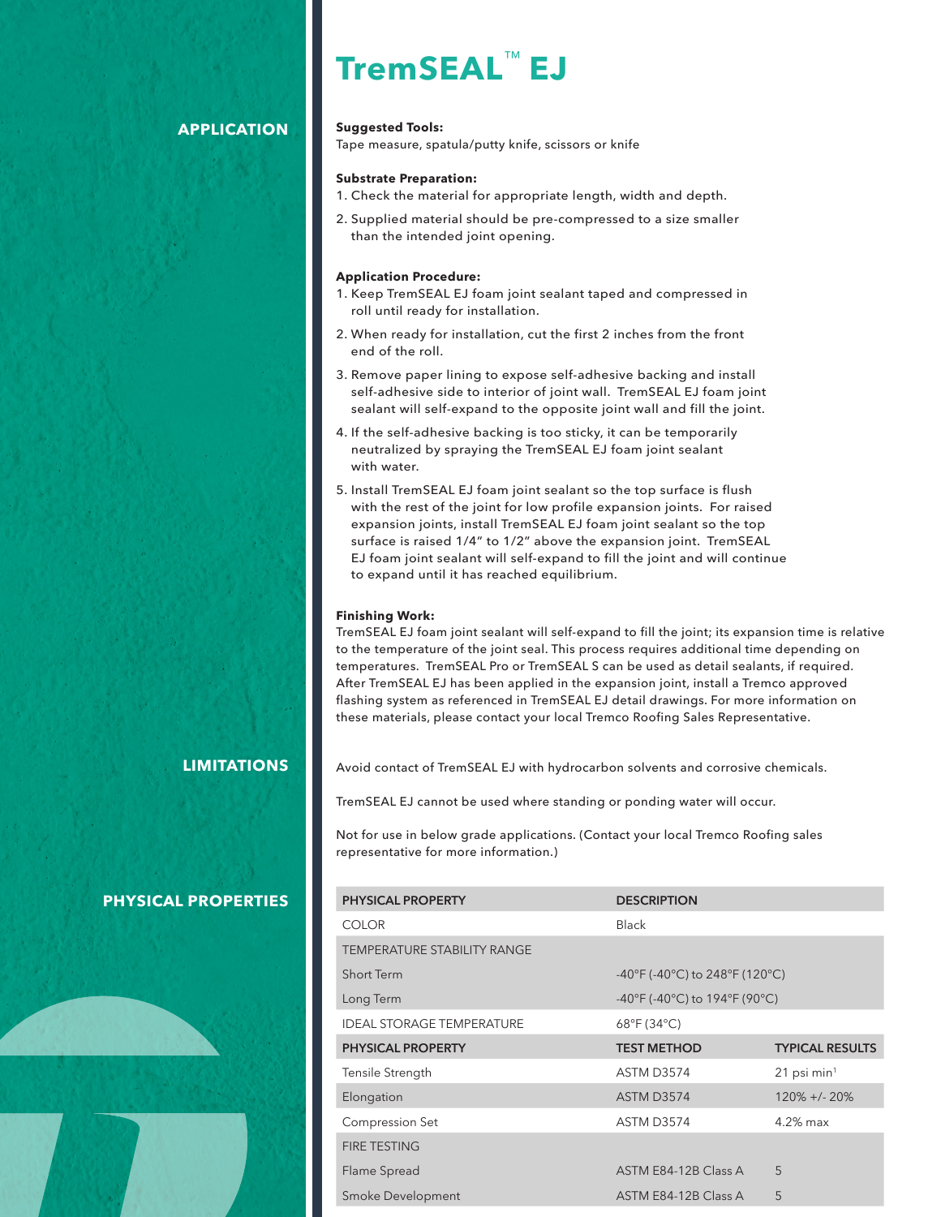# TremSEAL™ EJ

## APPLICATION

**Suggested Tools:**
Tape measure, spatula/putty knife, scissors or knife

**Substrate Preparation:**

1. Check the material for appropriate length, width and depth.
2. Supplied material should be pre-compressed to a size smaller than the intended joint opening.

**Application Procedure:**

1. Keep TremSEAL EJ foam joint sealant taped and compressed in roll until ready for installation.
2. When ready for installation, cut the first 2 inches from the front end of the roll.
3. Remove paper lining to expose self-adhesive backing and install self-adhesive side to interior of joint wall. TremSEAL EJ foam joint sealant will self-expand to the opposite joint wall and fill the joint.
4. If the self-adhesive backing is too sticky, it can be temporarily neutralized by spraying the TremSEAL EJ foam joint sealant with water.
5. Install TremSEAL EJ foam joint sealant so the top surface is flush with the rest of the joint for low profile expansion joints. For raised expansion joints, install TremSEAL EJ foam joint sealant so the top surface is raised 1/4" to 1/2" above the expansion joint. TremSEAL EJ foam joint sealant will self-expand to fill the joint and will continue to expand until it has reached equilibrium.

**Finishing Work:**
TremSEAL EJ foam joint sealant will self-expand to fill the joint; its expansion time is relative to the temperature of the joint seal. This process requires additional time depending on temperatures. TremSEAL Pro or TremSEAL S can be used as detail sealants, if required. After TremSEAL EJ has been applied in the expansion joint, install a Tremco approved flashing system as referenced in TremSEAL EJ detail drawings. For more information on these materials, please contact your local Tremco Roofing Sales Representative.

## LIMITATIONS

Avoid contact of TremSEAL EJ with hydrocarbon solvents and corrosive chemicals.

TremSEAL EJ cannot be used where standing or ponding water will occur.

Not for use in below grade applications. (Contact your local Tremco Roofing sales representative for more information.)

## PHYSICAL PROPERTIES

| PHYSICAL PROPERTY | DESCRIPTION | |
|---|---|---|
| COLOR | Black | |
| TEMPERATURE STABILITY RANGE | | |
| Short Term | -40°F (-40°C) to 248°F (120°C) | |
| Long Term | -40°F (-40°C) to 194°F (90°C) | |
| IDEAL STORAGE TEMPERATURE | 68°F (34°C) | |
| **PHYSICAL PROPERTY** | **TEST METHOD** | **TYPICAL RESULTS** |
| Tensile Strength | ASTM D3574 | 21 psi min[1] |
| Elongation | ASTM D3574 | 120% +/- 20% |
| Compression Set | ASTM D3574 | 4.2% max |
| FIRE TESTING | | |
| Flame Spread | ASTM E84-12B Class A | 5 |
| Smoke Development | ASTM E84-12B Class A | 5 |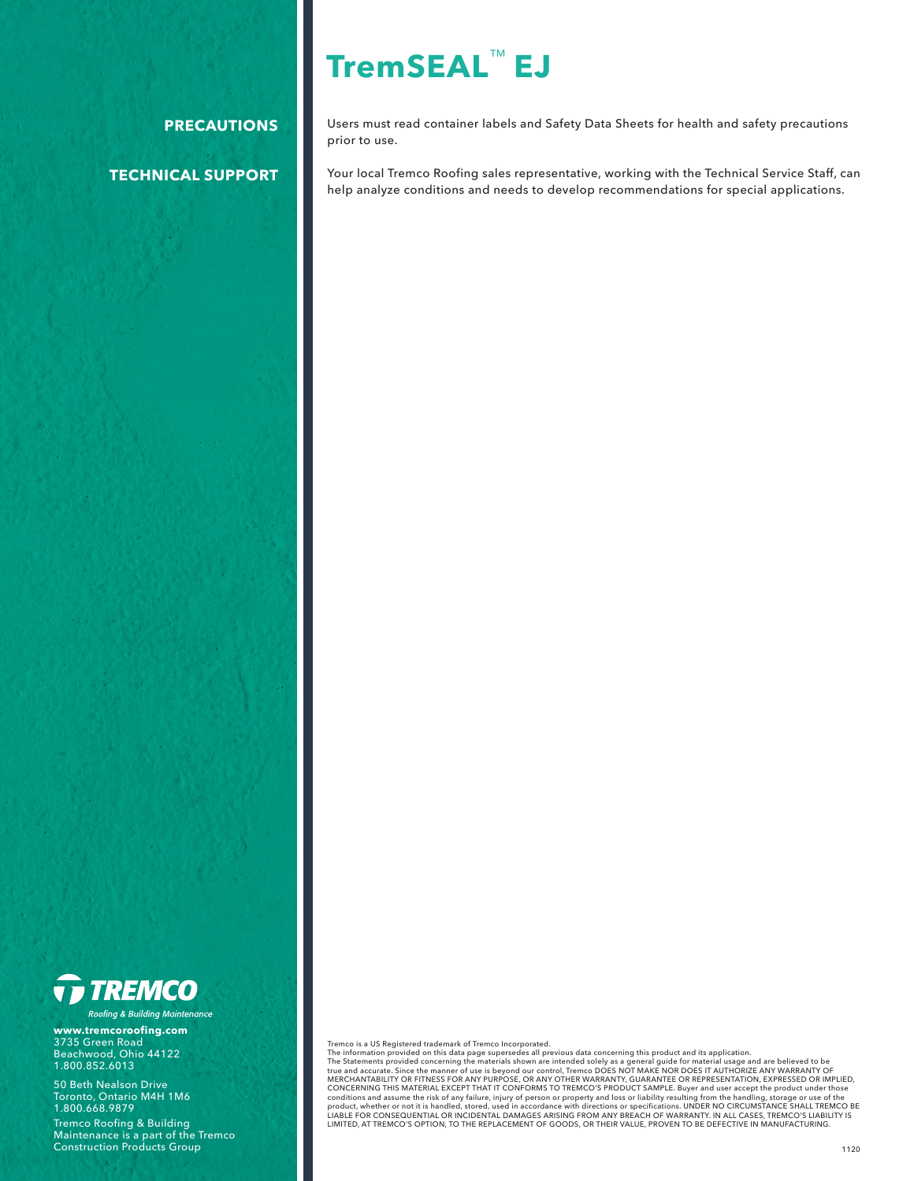# TremSEAL™ EJ

**PRECAUTIONS**

Users must read container labels and Safety Data Sheets for health and safety precautions prior to use.

**TECHNICAL SUPPORT**

Your local Tremco Roofing sales representative, working with the Technical Service Staff, can help analyze conditions and needs to develop recommendations for special applications.

TREMCO
*Roofing & Building Maintenance*

**www.tremcoroofing.com**
3735 Green Road
Beachwood, Ohio 44122
1.800.852.6013

50 Beth Nealson Drive
Toronto, Ontario M4H 1M6
1.800.668.9879

Tremco Roofing & Building Maintenance is a part of the Tremco Construction Products Group

Tremco is a US Registered trademark of Tremco Incorporated.
The information provided on this data page supersedes all previous data concerning this product and its application.
The Statements provided concerning the materials shown are intended solely as a general guide for material usage and are believed to be true and accurate. Since the manner of use is beyond our control, Tremco DOES NOT MAKE NOR DOES IT AUTHORIZE ANY WARRANTY OF MERCHANTABILITY OR FITNESS FOR ANY PURPOSE, OR ANY OTHER WARRANTY, GUARANTEE OR REPRESENTATION, EXPRESSED OR IMPLIED, CONCERNING THIS MATERIAL EXCEPT THAT IT CONFORMS TO TREMCO'S PRODUCT SAMPLE. Buyer and user accept the product under those conditions and assume the risk of any failure, injury of person or property and loss or liability resulting from the handling, storage or use of the product, whether or not it is handled, stored, used in accordance with directions or specifications. UNDER NO CIRCUMSTANCE SHALL TREMCO BE LIABLE FOR CONSEQUENTIAL OR INCIDENTAL DAMAGES ARISING FROM ANY BREACH OF WARRANTY. IN ALL CASES, TREMCO'S LIABILITY IS LIMITED, AT TREMCO'S OPTION, TO THE REPLACEMENT OF GOODS, OR THEIR VALUE, PROVEN TO BE DEFECTIVE IN MANUFACTURING.

1120